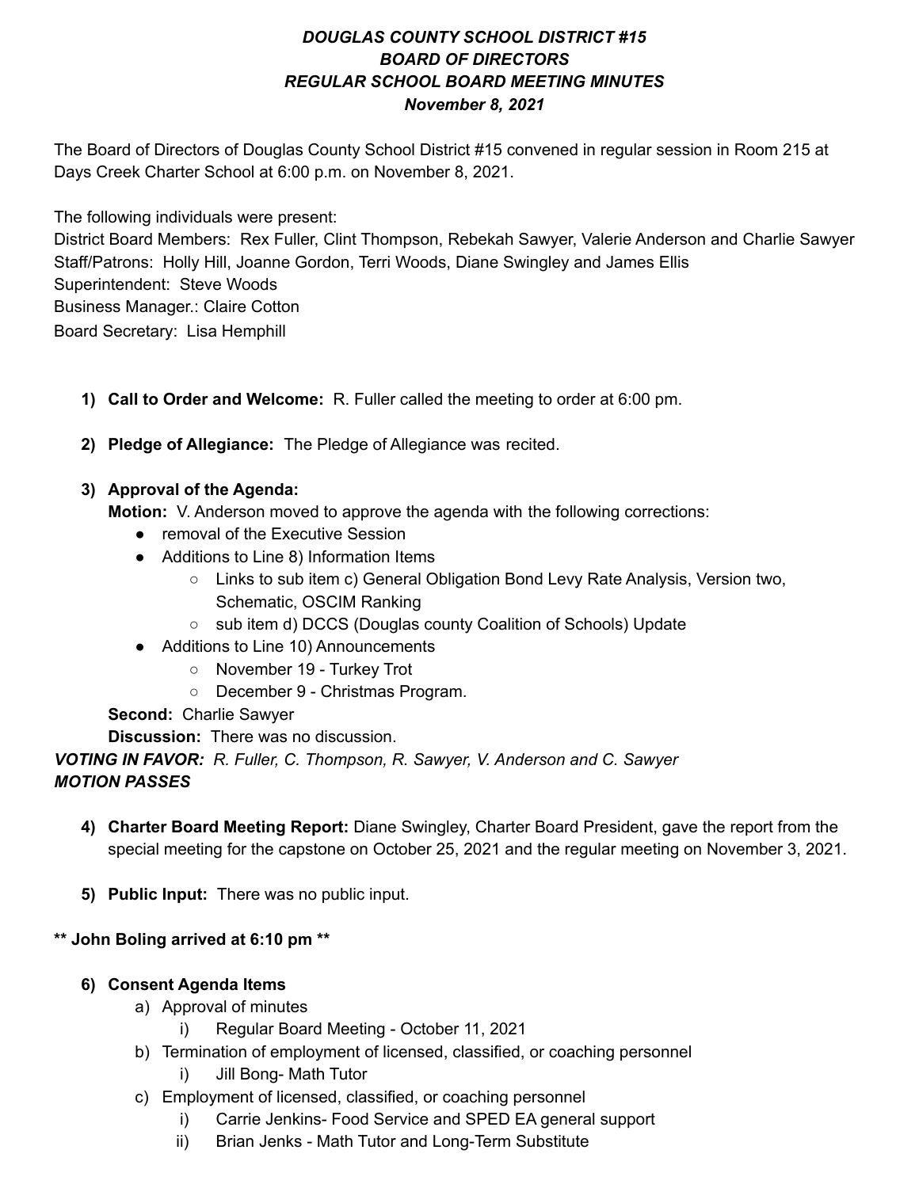***DOUGLAS COUNTY SCHOOL DISTRICT #15***
***BOARD OF DIRECTORS***
***REGULAR SCHOOL BOARD MEETING MINUTES***
***November 8, 2021***

The Board of Directors of Douglas County School District #15 convened in regular session in Room 215 at Days Creek Charter School at 6:00 p.m. on November 8, 2021.

The following individuals were present:
District Board Members: Rex Fuller, Clint Thompson, Rebekah Sawyer, Valerie Anderson and Charlie Sawyer
Staff/Patrons: Holly Hill, Joanne Gordon, Terri Woods, Diane Swingley and James Ellis
Superintendent: Steve Woods
Business Manager.: Claire Cotton
Board Secretary: Lisa Hemphill

1) **Call to Order and Welcome:** R. Fuller called the meeting to order at 6:00 pm.

2) **Pledge of Allegiance:** The Pledge of Allegiance was recited.

3) **Approval of the Agenda:**
   **Motion:** V. Anderson moved to approve the agenda with the following corrections:
   - removal of the Executive Session
   - Additions to Line 8) Information Items
     - Links to sub item c) General Obligation Bond Levy Rate Analysis, Version two, Schematic, OSCIM Ranking
     - sub item d) DCCS (Douglas county Coalition of Schools) Update
   - Additions to Line 10) Announcements
     - November 19 - Turkey Trot
     - December 9 - Christmas Program.

   **Second:** Charlie Sawyer
   **Discussion:** There was no discussion.

***VOTING IN FAVOR:** R. Fuller, C. Thompson, R. Sawyer, V. Anderson and C. Sawyer*
***MOTION PASSES***

4) **Charter Board Meeting Report:** Diane Swingley, Charter Board President, gave the report from the special meeting for the capstone on October 25, 2021 and the regular meeting on November 3, 2021.

5) **Public Input:** There was no public input.

**\*\* John Boling arrived at 6:10 pm \*\***

6) **Consent Agenda Items**
   a) Approval of minutes
      i) Regular Board Meeting - October 11, 2021
   b) Termination of employment of licensed, classified, or coaching personnel
      i) Jill Bong- Math Tutor
   c) Employment of licensed, classified, or coaching personnel
      i) Carrie Jenkins- Food Service and SPED EA general support
      ii) Brian Jenks - Math Tutor and Long-Term Substitute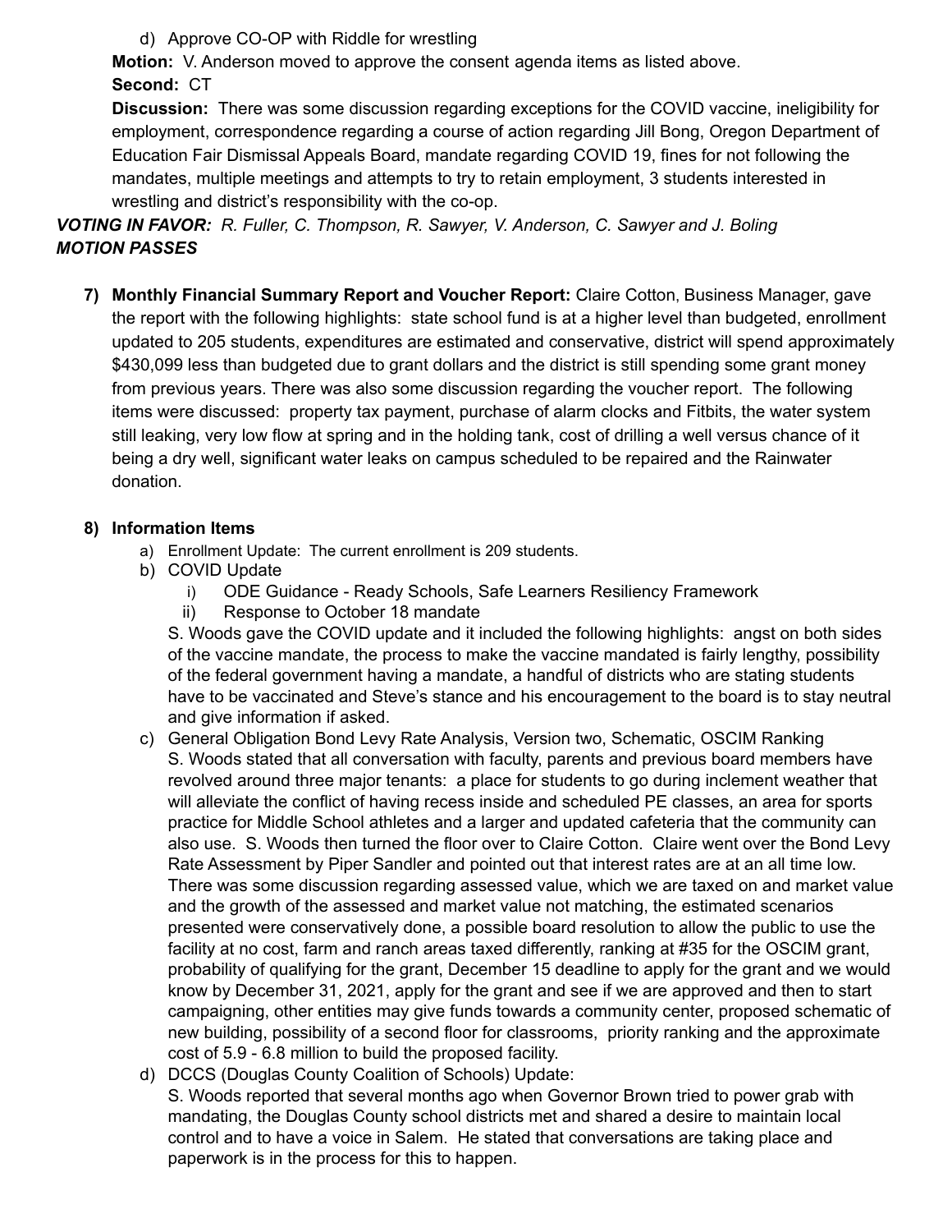d) Approve CO-OP with Riddle for wrestling

**Motion:** V. Anderson moved to approve the consent agenda items as listed above.

**Second:** CT

**Discussion:** There was some discussion regarding exceptions for the COVID vaccine, ineligibility for employment, correspondence regarding a course of action regarding Jill Bong, Oregon Department of Education Fair Dismissal Appeals Board, mandate regarding COVID 19, fines for not following the mandates, multiple meetings and attempts to try to retain employment, 3 students interested in wrestling and district's responsibility with the co-op.

***VOTING IN FAVOR:*** *R. Fuller, C. Thompson, R. Sawyer, V. Anderson, C. Sawyer and J. Boling*

***MOTION PASSES***

7) **Monthly Financial Summary Report and Voucher Report:** Claire Cotton, Business Manager, gave the report with the following highlights: state school fund is at a higher level than budgeted, enrollment updated to 205 students, expenditures are estimated and conservative, district will spend approximately $430,099 less than budgeted due to grant dollars and the district is still spending some grant money from previous years. There was also some discussion regarding the voucher report. The following items were discussed: property tax payment, purchase of alarm clocks and Fitbits, the water system still leaking, very low flow at spring and in the holding tank, cost of drilling a well versus chance of it being a dry well, significant water leaks on campus scheduled to be repaired and the Rainwater donation.

8) **Information Items**
   a) Enrollment Update: The current enrollment is 209 students.
   b) COVID Update
      i) ODE Guidance - Ready Schools, Safe Learners Resiliency Framework
      ii) Response to October 18 mandate

      S. Woods gave the COVID update and it included the following highlights: angst on both sides of the vaccine mandate, the process to make the vaccine mandated is fairly lengthy, possibility of the federal government having a mandate, a handful of districts who are stating students have to be vaccinated and Steve's stance and his encouragement to the board is to stay neutral and give information if asked.
   c) General Obligation Bond Levy Rate Analysis, Version two, Schematic, OSCIM Ranking

      S. Woods stated that all conversation with faculty, parents and previous board members have revolved around three major tenants: a place for students to go during inclement weather that will alleviate the conflict of having recess inside and scheduled PE classes, an area for sports practice for Middle School athletes and a larger and updated cafeteria that the community can also use. S. Woods then turned the floor over to Claire Cotton. Claire went over the Bond Levy Rate Assessment by Piper Sandler and pointed out that interest rates are at an all time low. There was some discussion regarding assessed value, which we are taxed on and market value and the growth of the assessed and market value not matching, the estimated scenarios presented were conservatively done, a possible board resolution to allow the public to use the facility at no cost, farm and ranch areas taxed differently, ranking at #35 for the OSCIM grant, probability of qualifying for the grant, December 15 deadline to apply for the grant and we would know by December 31, 2021, apply for the grant and see if we are approved and then to start campaigning, other entities may give funds towards a community center, proposed schematic of new building, possibility of a second floor for classrooms, priority ranking and the approximate cost of 5.9 - 6.8 million to build the proposed facility.
   d) DCCS (Douglas County Coalition of Schools) Update:

      S. Woods reported that several months ago when Governor Brown tried to power grab with mandating, the Douglas County school districts met and shared a desire to maintain local control and to have a voice in Salem. He stated that conversations are taking place and paperwork is in the process for this to happen.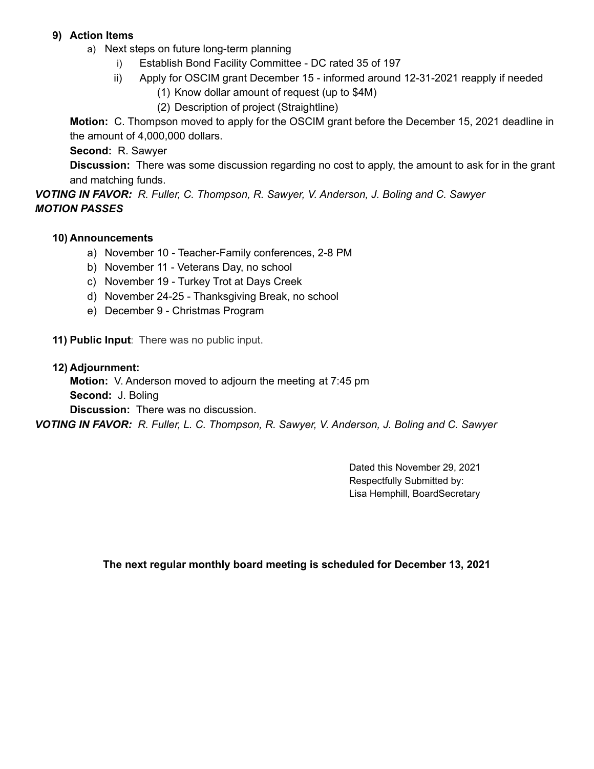**9) Action Items**

a) Next steps on future long-term planning
   i) Establish Bond Facility Committee - DC rated 35 of 197
   ii) Apply for OSCIM grant December 15 - informed around 12-31-2021 reapply if needed
      (1) Know dollar amount of request (up to $4M)
      (2) Description of project (Straightline)

**Motion:** C. Thompson moved to apply for the OSCIM grant before the December 15, 2021 deadline in the amount of 4,000,000 dollars.

**Second:** R. Sawyer

**Discussion:** There was some discussion regarding no cost to apply, the amount to ask for in the grant and matching funds.

***VOTING IN FAVOR:*** *R. Fuller, C. Thompson, R. Sawyer, V. Anderson, J. Boling and C. Sawyer*

***MOTION PASSES***

**10) Announcements**

a) November 10 - Teacher-Family conferences, 2-8 PM
b) November 11 - Veterans Day, no school
c) November 19 - Turkey Trot at Days Creek
d) November 24-25 - Thanksgiving Break, no school
e) December 9 - Christmas Program

**11) Public Input**: There was no public input.

**12) Adjournment:**

**Motion:** V. Anderson moved to adjourn the meeting at 7:45 pm

**Second:** J. Boling

**Discussion:** There was no discussion.

***VOTING IN FAVOR:*** *R. Fuller, L. C. Thompson, R. Sawyer, V. Anderson, J. Boling and C. Sawyer*

Dated this November 29, 2021
Respectfully Submitted by:
Lisa Hemphill, BoardSecretary

**The next regular monthly board meeting is scheduled for December 13, 2021**